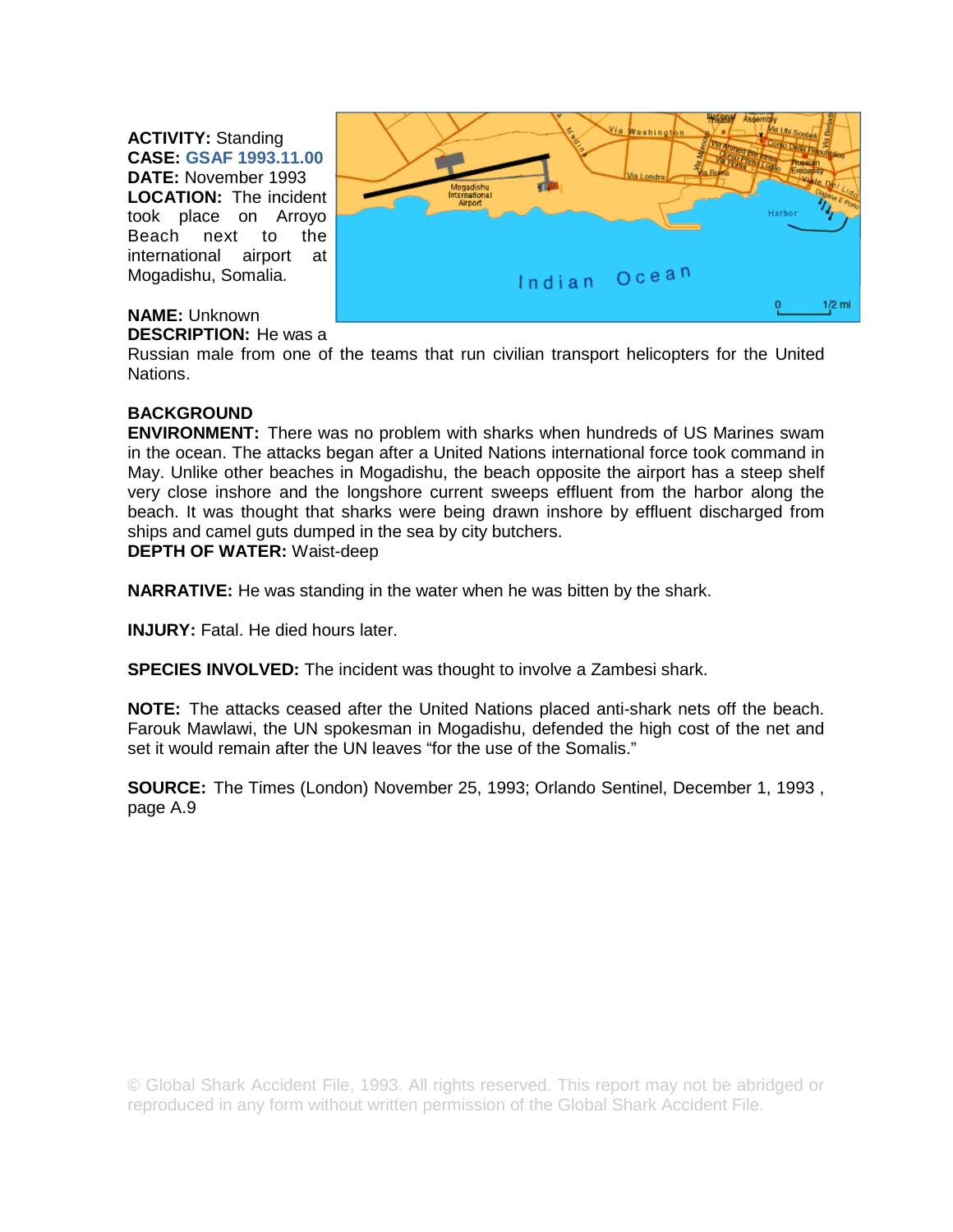**ACTIVITY:** Standing
**CASE:** GSAF 1993.11.00
**DATE:** November 1993
**LOCATION:** The incident took place on Arroyo Beach next to the international airport at Mogadishu, Somalia.

**NAME:** Unknown
**DESCRIPTION:** He was a Russian male from one of the teams that run civilian transport helicopters for the United Nations.

**BACKGROUND**
**ENVIRONMENT:** There was no problem with sharks when hundreds of US Marines swam in the ocean. The attacks began after a United Nations international force took command in May. Unlike other beaches in Mogadishu, the beach opposite the airport has a steep shelf very close inshore and the longshore current sweeps effluent from the harbor along the beach. It was thought that sharks were being drawn inshore by effluent discharged from ships and camel guts dumped in the sea by city butchers.
**DEPTH OF WATER:** Waist-deep

**NARRATIVE:** He was standing in the water when he was bitten by the shark.

**INJURY:** Fatal. He died hours later.

**SPECIES INVOLVED:** The incident was thought to involve a Zambesi shark.

**NOTE:** The attacks ceased after the United Nations placed anti-shark nets off the beach. Farouk Mawlawi, the UN spokesman in Mogadishu, defended the high cost of the net and set it would remain after the UN leaves "for the use of the Somalis."

**SOURCE:** The Times (London) November 25, 1993; Orlando Sentinel, December 1, 1993 , page A.9

© Global Shark Accident File, 1993. All rights reserved. This report may not be abridged or reproduced in any form without written permission of the Global Shark Accident File.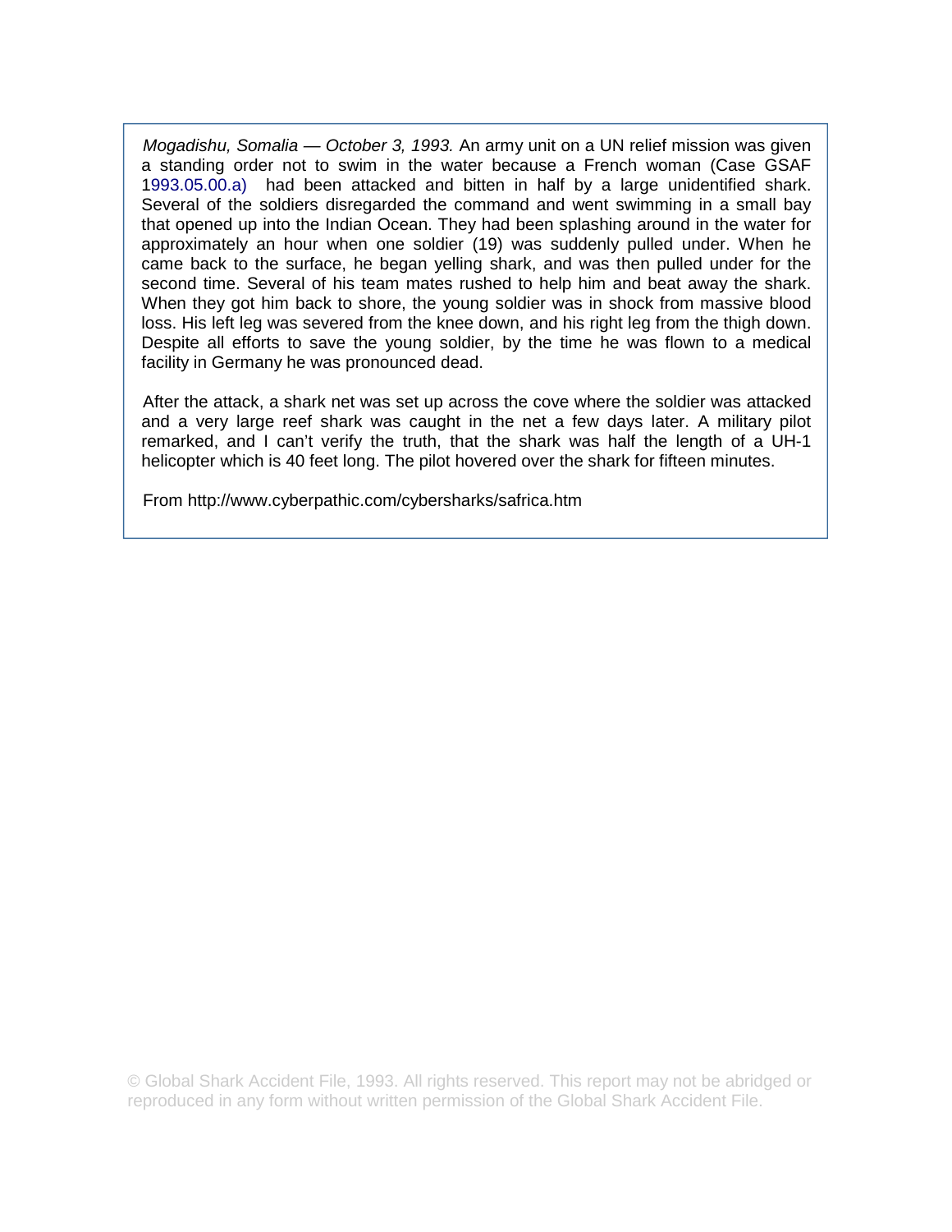*Mogadishu, Somalia — October 3, 1993.* An army unit on a UN relief mission was given a standing order not to swim in the water because a French woman (Case GSAF 1993.05.00.a) had been attacked and bitten in half by a large unidentified shark. Several of the soldiers disregarded the command and went swimming in a small bay that opened up into the Indian Ocean. They had been splashing around in the water for approximately an hour when one soldier (19) was suddenly pulled under. When he came back to the surface, he began yelling shark, and was then pulled under for the second time. Several of his team mates rushed to help him and beat away the shark. When they got him back to shore, the young soldier was in shock from massive blood loss. His left leg was severed from the knee down, and his right leg from the thigh down. Despite all efforts to save the young soldier, by the time he was flown to a medical facility in Germany he was pronounced dead.

After the attack, a shark net was set up across the cove where the soldier was attacked and a very large reef shark was caught in the net a few days later. A military pilot remarked, and I can't verify the truth, that the shark was half the length of a UH-1 helicopter which is 40 feet long. The pilot hovered over the shark for fifteen minutes.

From http://www.cyberpathic.com/cybersharks/safrica.htm

© Global Shark Accident File, 1993. All rights reserved. This report may not be abridged or reproduced in any form without written permission of the Global Shark Accident File.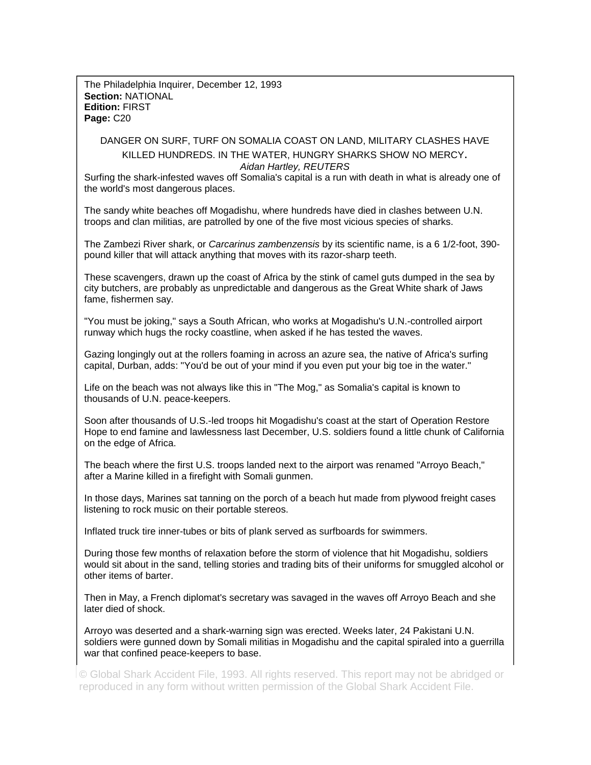The Philadelphia Inquirer, December 12, 1993
**Section:** NATIONAL
**Edition:** FIRST
**Page:** C20

## DANGER ON SURF, TURF ON SOMALIA COAST ON LAND, MILITARY CLASHES HAVE KILLED HUNDREDS. IN THE WATER, HUNGRY SHARKS SHOW NO MERCY.

*Aidan Hartley, REUTERS*

Surfing the shark-infested waves off Somalia's capital is a run with death in what is already one of the world's most dangerous places.

The sandy white beaches off Mogadishu, where hundreds have died in clashes between U.N. troops and clan militias, are patrolled by one of the five most vicious species of sharks.

The Zambezi River shark, or *Carcarinus zambenzensis* by its scientific name, is a 6 1/2-foot, 390-pound killer that will attack anything that moves with its razor-sharp teeth.

These scavengers, drawn up the coast of Africa by the stink of camel guts dumped in the sea by city butchers, are probably as unpredictable and dangerous as the Great White shark of Jaws fame, fishermen say.

"You must be joking," says a South African, who works at Mogadishu's U.N.-controlled airport runway which hugs the rocky coastline, when asked if he has tested the waves.

Gazing longingly out at the rollers foaming in across an azure sea, the native of Africa's surfing capital, Durban, adds: "You'd be out of your mind if you even put your big toe in the water."

Life on the beach was not always like this in "The Mog," as Somalia's capital is known to thousands of U.N. peace-keepers.

Soon after thousands of U.S.-led troops hit Mogadishu's coast at the start of Operation Restore Hope to end famine and lawlessness last December, U.S. soldiers found a little chunk of California on the edge of Africa.

The beach where the first U.S. troops landed next to the airport was renamed "Arroyo Beach," after a Marine killed in a firefight with Somali gunmen.

In those days, Marines sat tanning on the porch of a beach hut made from plywood freight cases listening to rock music on their portable stereos.

Inflated truck tire inner-tubes or bits of plank served as surfboards for swimmers.

During those few months of relaxation before the storm of violence that hit Mogadishu, soldiers would sit about in the sand, telling stories and trading bits of their uniforms for smuggled alcohol or other items of barter.

Then in May, a French diplomat's secretary was savaged in the waves off Arroyo Beach and she later died of shock.

Arroyo was deserted and a shark-warning sign was erected. Weeks later, 24 Pakistani U.N. soldiers were gunned down by Somali militias in Mogadishu and the capital spiraled into a guerrilla war that confined peace-keepers to base.

© Global Shark Accident File, 1993. All rights reserved. This report may not be abridged or reproduced in any form without written permission of the Global Shark Accident File.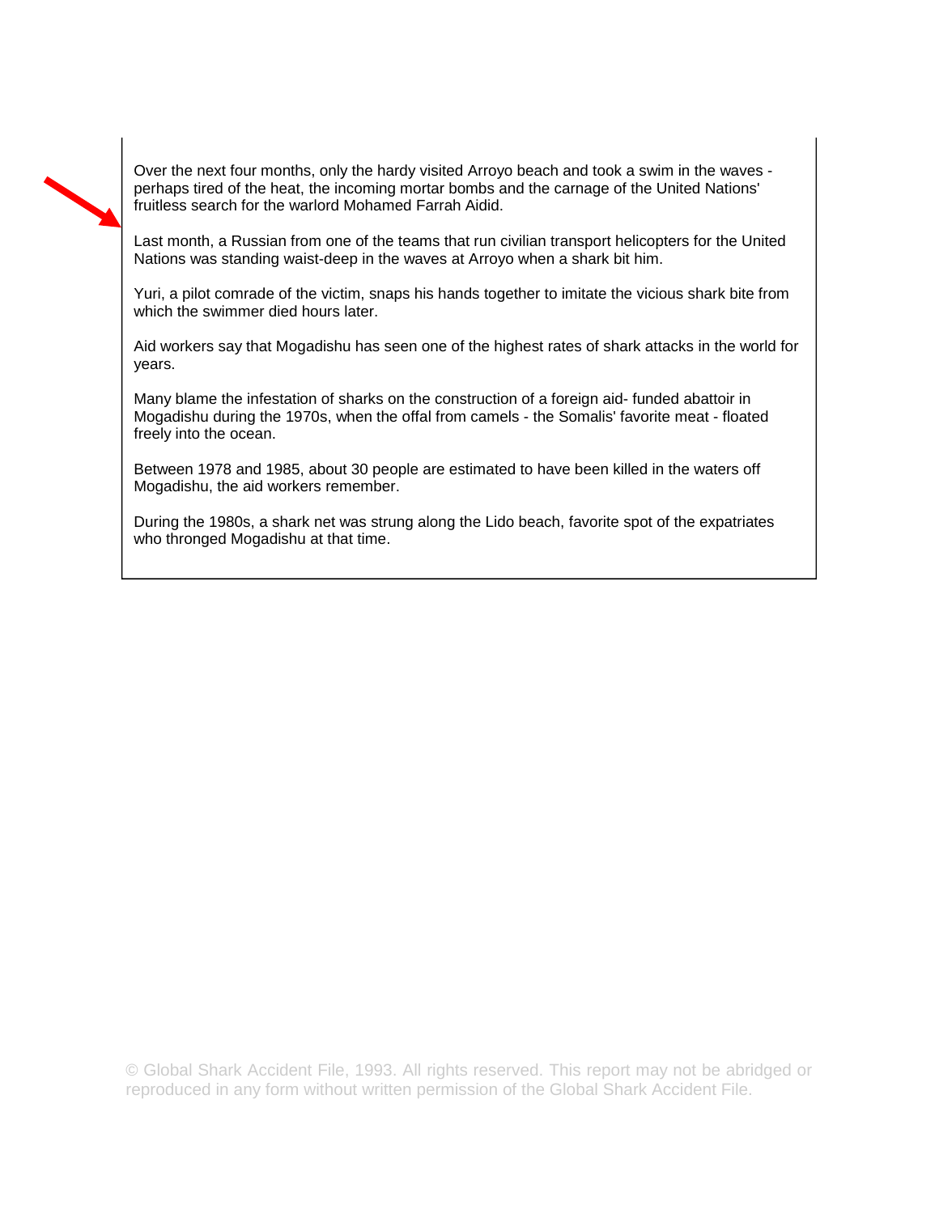Over the next four months, only the hardy visited Arroyo beach and took a swim in the waves - perhaps tired of the heat, the incoming mortar bombs and the carnage of the United Nations' fruitless search for the warlord Mohamed Farrah Aidid.

Last month, a Russian from one of the teams that run civilian transport helicopters for the United Nations was standing waist-deep in the waves at Arroyo when a shark bit him.

Yuri, a pilot comrade of the victim, snaps his hands together to imitate the vicious shark bite from which the swimmer died hours later.

Aid workers say that Mogadishu has seen one of the highest rates of shark attacks in the world for years.

Many blame the infestation of sharks on the construction of a foreign aid- funded abattoir in Mogadishu during the 1970s, when the offal from camels - the Somalis' favorite meat - floated freely into the ocean.

Between 1978 and 1985, about 30 people are estimated to have been killed in the waters off Mogadishu, the aid workers remember.

During the 1980s, a shark net was strung along the Lido beach, favorite spot of the expatriates who thronged Mogadishu at that time.

© Global Shark Accident File, 1993. All rights reserved. This report may not be abridged or reproduced in any form without written permission of the Global Shark Accident File.